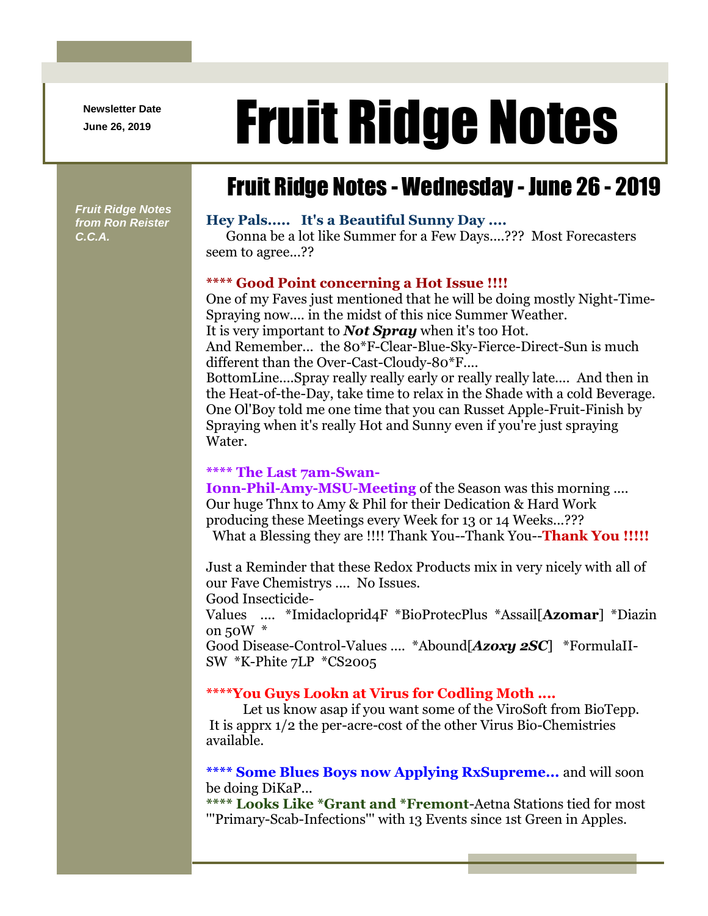Newsletter Date
June 26, 2019

# Fruit Ridge Notes

*Fruit Ridge Notes from Ron Reister C.C.A.*

## Fruit Ridge Notes - Wednesday - June 26 - 2019

**Hey Pals..... It's a Beautiful Sunny Day ....**
Gonna be a lot like Summer for a Few Days....??? Most Forecasters seem to agree...??

**\*\*\*\* Good Point concerning a Hot Issue !!!!**
One of my Faves just mentioned that he will be doing mostly Night-Time-Spraying now.... in the midst of this nice Summer Weather.
It is very important to ***Not Spray*** when it's too Hot.
And Remember... the 80*F-Clear-Blue-Sky-Fierce-Direct-Sun is much different than the Over-Cast-Cloudy-80*F....
BottomLine....Spray really really early or really really late.... And then in the Heat-of-the-Day, take time to relax in the Shade with a cold Beverage.
One Ol'Boy told me one time that you can Russet Apple-Fruit-Finish by Spraying when it's really Hot and Sunny even if you're just spraying Water.

**\*\*\*\* The Last 7am-Swan-Ionn-Phil-Amy-MSU-Meeting** of the Season was this morning ....
Our huge Thnx to Amy & Phil for their Dedication & Hard Work producing these Meetings every Week for 13 or 14 Weeks...???
What a Blessing they are !!!! Thank You--Thank You--**Thank You !!!!!**

Just a Reminder that these Redox Products mix in very nicely with all of our Fave Chemistrys .... No Issues.
Good Insecticide-Values .... *Imidacloprid4F *BioProtecPlus *Assail[**Azomar**] *Diazinon 50W *
Good Disease-Control-Values .... *Abound[***Azoxy 2SC***] *FormulaII-SW *K-Phite 7LP *CS2005

**\*\*\*\*You Guys Lookn at Virus for Codling Moth ....**
Let us know asap if you want some of the ViroSoft from BioTepp.
It is apprx 1/2 the per-acre-cost of the other Virus Bio-Chemistries available.

**\*\*\*\* Some Blues Boys now Applying RxSupreme...** and will soon be doing DiKaP...
**\*\*\*\* Looks Like *Grant and *Fremont**-Aetna Stations tied for most '''Primary-Scab-Infections''' with 13 Events since 1st Green in Apples.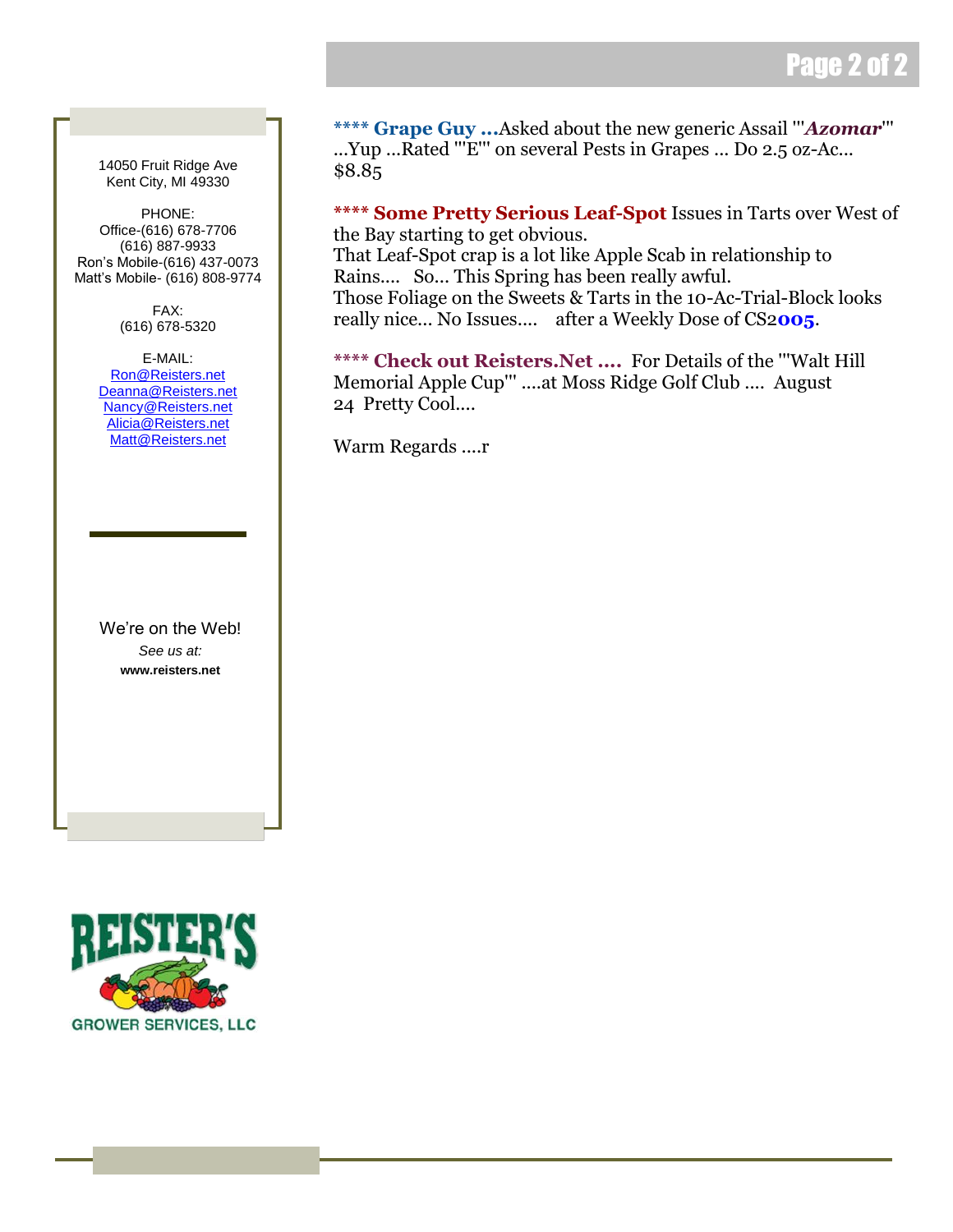14050 Fruit Ridge Ave
Kent City, MI 49330

PHONE:
Office-(616) 678-7706
(616) 887-9933
Ron's Mobile-(616) 437-0073
Matt's Mobile- (616) 808-9774

FAX:
(616) 678-5320

E-MAIL:
Ron@Reisters.net
Deanna@Reisters.net
Nancy@Reisters.net
Alicia@Reisters.net
Matt@Reisters.net

We're on the Web!
*See us at:*
**www.reisters.net**

REISTER'S GROWER SERVICES, LLC

**** **Grape Guy ...**Asked about the new generic Assail '"***Azomar***'" ...Yup ...Rated '"E'" on several Pests in Grapes ... Do 2.5 oz-Ac... $8.85

**** **Some Pretty Serious Leaf-Spot** Issues in Tarts over West of the Bay starting to get obvious.
That Leaf-Spot crap is a lot like Apple Scab in relationship to Rains.... So... This Spring has been really awful.
Those Foliage on the Sweets & Tarts in the 10-Ac-Trial-Block looks really nice... No Issues.... after a Weekly Dose of CS2**005**.

**** **Check out Reisters.Net ....** For Details of the '"Walt Hill Memorial Apple Cup'" ....at Moss Ridge Golf Club .... August 24 Pretty Cool....

Warm Regards ....r